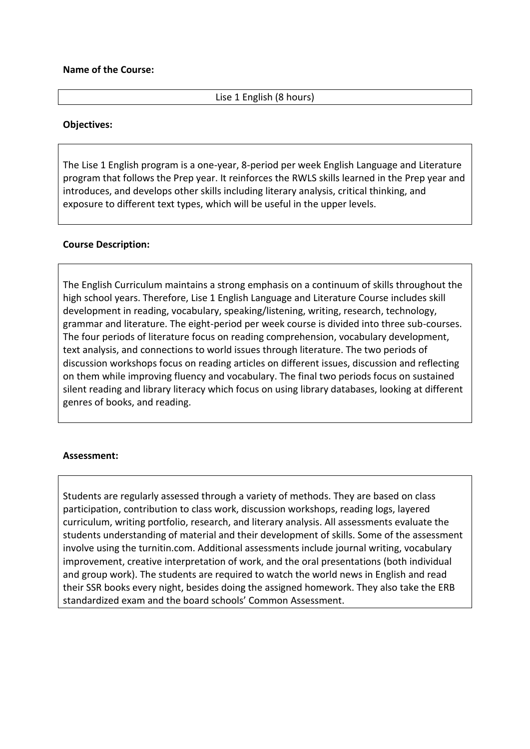**Name of the Course:**

Lise 1 English (8 hours)

**Objectives:**

The Lise 1 English program is a one-year, 8-period per week English Language and Literature program that follows the Prep year. It reinforces the RWLS skills learned in the Prep year and introduces, and develops other skills including literary analysis, critical thinking, and exposure to different text types, which will be useful in the upper levels.

**Course Description:**

The English Curriculum maintains a strong emphasis on a continuum of skills throughout the high school years. Therefore, Lise 1 English Language and Literature Course includes skill development in reading, vocabulary, speaking/listening, writing, research, technology, grammar and literature. The eight-period per week course is divided into three sub-courses. The four periods of literature focus on reading comprehension, vocabulary development, text analysis, and connections to world issues through literature. The two periods of discussion workshops focus on reading articles on different issues, discussion and reflecting on them while improving fluency and vocabulary. The final two periods focus on sustained silent reading and library literacy which focus on using library databases, looking at different genres of books, and reading.

**Assessment:**

Students are regularly assessed through a variety of methods. They are based on class participation, contribution to class work, discussion workshops, reading logs, layered curriculum, writing portfolio, research, and literary analysis. All assessments evaluate the students understanding of material and their development of skills. Some of the assessment involve using the turnitin.com. Additional assessments include journal writing, vocabulary improvement, creative interpretation of work, and the oral presentations (both individual and group work). The students are required to watch the world news in English and read their SSR books every night, besides doing the assigned homework. They also take the ERB standardized exam and the board schools' Common Assessment.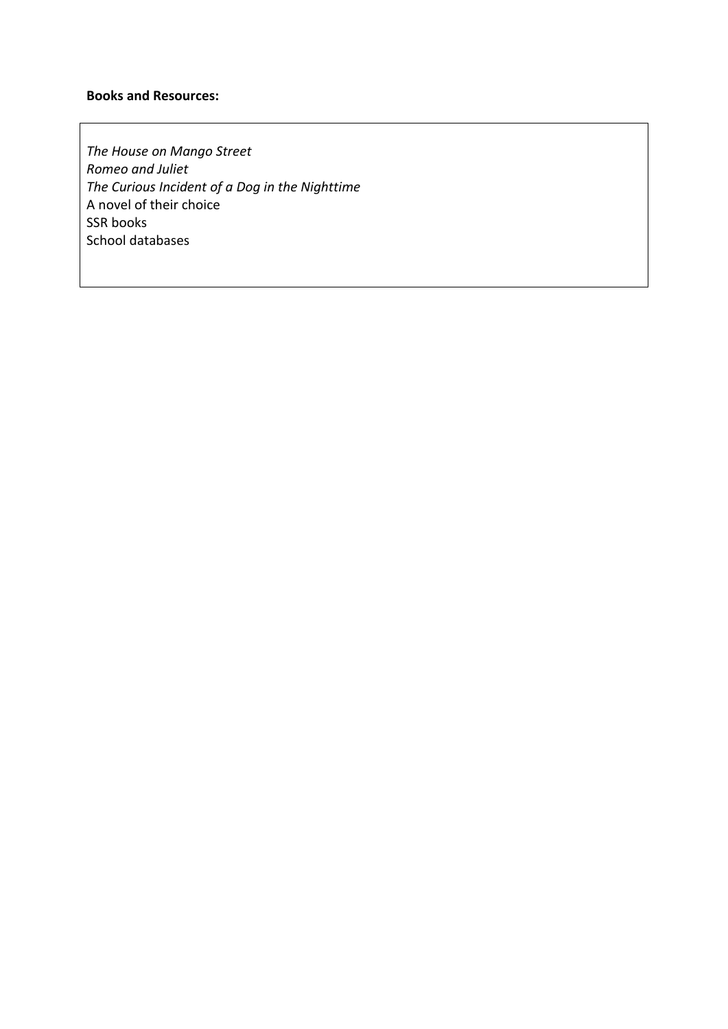**Books and Resources:**

*The House on Mango Street*
*Romeo and Juliet*
*The Curious Incident of a Dog in the Nighttime*
A novel of their choice
SSR books
School databases